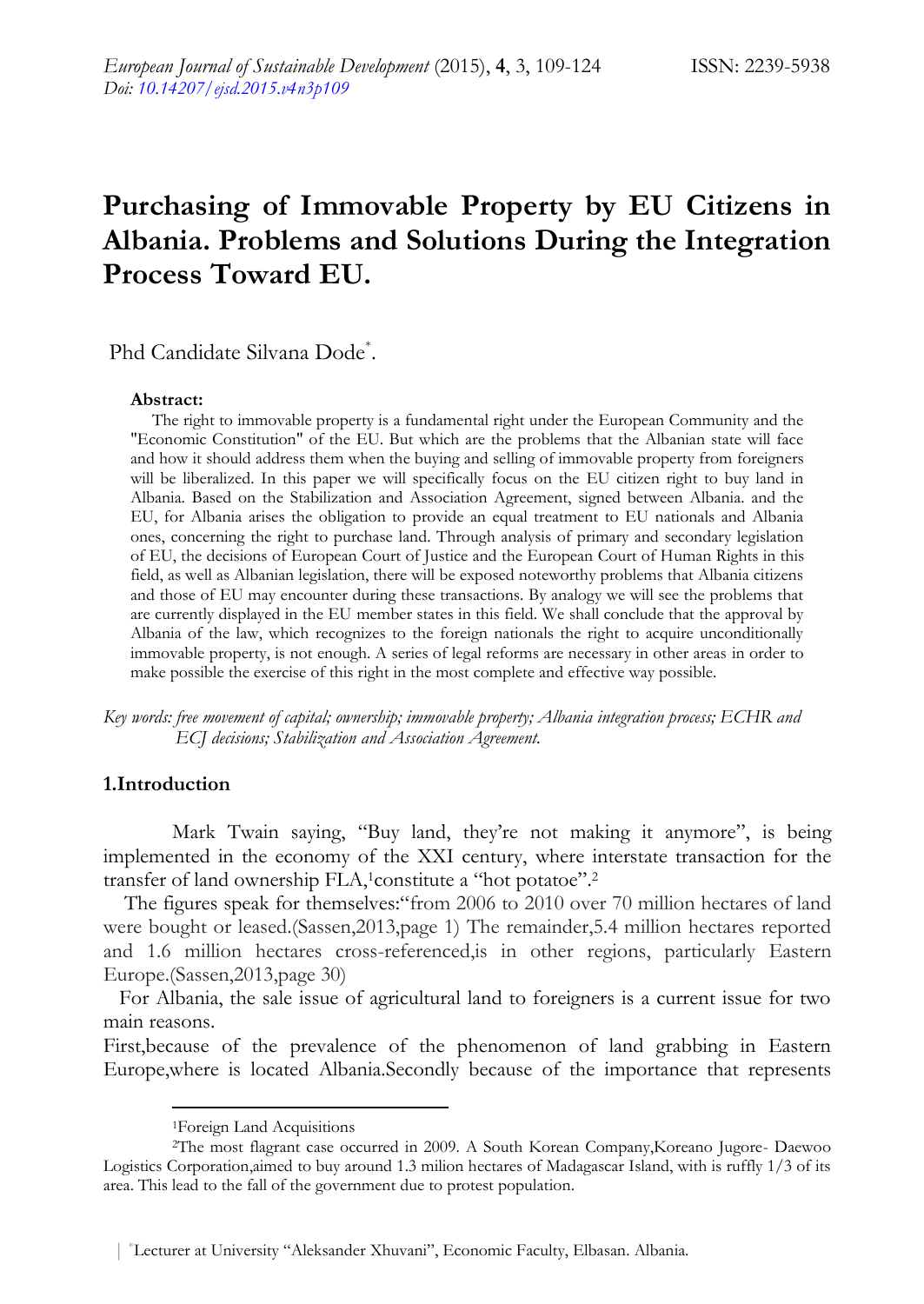# Purchasing of Immovable Property by EU Citizens in Albania. Problems and Solutions During the Integration Process Toward EU.

Phd Candidate Silvana Dode[*].

**Abstract:**

The right to immovable property is a fundamental right under the European Community and the "Economic Constitution" of the EU. But which are the problems that the Albanian state will face and how it should address them when the buying and selling of immovable property from foreigners will be liberalized. In this paper we will specifically focus on the EU citizen right to buy land in Albania. Based on the Stabilization and Association Agreement, signed between Albania. and the EU, for Albania arises the obligation to provide an equal treatment to EU nationals and Albania ones, concerning the right to purchase land. Through analysis of primary and secondary legislation of EU, the decisions of European Court of Justice and the European Court of Human Rights in this field, as well as Albanian legislation, there will be exposed noteworthy problems that Albania citizens and those of EU may encounter during these transactions. By analogy we will see the problems that are currently displayed in the EU member states in this field. We shall conclude that the approval by Albania of the law, which recognizes to the foreign nationals the right to acquire unconditionally immovable property, is not enough. A series of legal reforms are necessary in other areas in order to make possible the exercise of this right in the most complete and effective way possible.

*Key words: free movement of capital; ownership; immovable property; Albania integration process; ECHR and ECJ decisions; Stabilization and Association Agreement.*

## 1.Introduction

Mark Twain saying, "Buy land, they're not making it anymore", is being implemented in the economy of the XXI century, where interstate transaction for the transfer of land ownership FLA,[1]constitute a "hot potatoe".[2]

The figures speak for themselves:"from 2006 to 2010 over 70 million hectares of land were bought or leased.(Sassen,2013,page 1) The remainder,5.4 million hectares reported and 1.6 million hectares cross-referenced,is in other regions, particularly Eastern Europe.(Sassen,2013,page 30)

For Albania, the sale issue of agricultural land to foreigners is a current issue for two main reasons.

First,because of the prevalence of the phenomenon of land grabbing in Eastern Europe,where is located Albania.Secondly because of the importance that represents

---

[1]Foreign Land Acquisitions

[2]The most flagrant case occurred in 2009. A South Korean Company,Koreano Jugore- Daewoo Logistics Corporation,aimed to buy around 1.3 milion hectares of Madagascar Island, with is ruffly 1/3 of its area. This lead to the fall of the government due to protest population.

[*]Lecturer at University "Aleksander Xhuvani", Economic Faculty, Elbasan. Albania.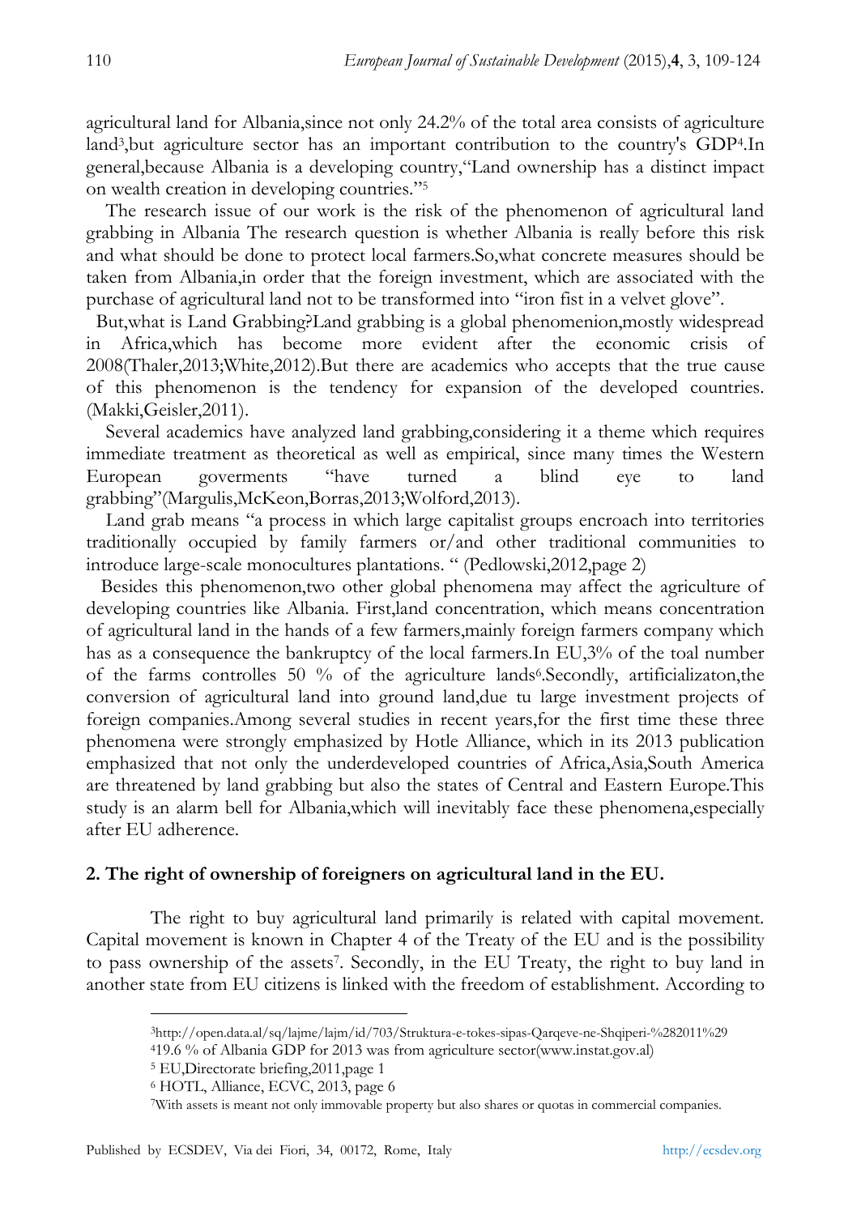agricultural land for Albania,since not only 24.2% of the total area consists of agriculture land[3],but agriculture sector has an important contribution to the country's GDP[4].In general,because Albania is a developing country,"Land ownership has a distinct impact on wealth creation in developing countries."[5]

The research issue of our work is the risk of the phenomenon of agricultural land grabbing in Albania The research question is whether Albania is really before this risk and what should be done to protect local farmers.So,what concrete measures should be taken from Albania,in order that the foreign investment, which are associated with the purchase of agricultural land not to be transformed into "iron fist in a velvet glove".

But,what is Land Grabbing?Land grabbing is a global phenomenion,mostly widespread in Africa,which has become more evident after the economic crisis of 2008(Thaler,2013;White,2012).But there are academics who accepts that the true cause of this phenomenon is the tendency for expansion of the developed countries.(Makki,Geisler,2011).

Several academics have analyzed land grabbing,considering it a theme which requires immediate treatment as theoretical as well as empirical, since many times the Western European goverments "have turned a blind eye to land grabbing"(Margulis,McKeon,Borras,2013;Wolford,2013).

Land grab means "a process in which large capitalist groups encroach into territories traditionally occupied by family farmers or/and other traditional communities to introduce large-scale monocultures plantations. " (Pedlowski,2012,page 2)

Besides this phenomenon,two other global phenomena may affect the agriculture of developing countries like Albania. First,land concentration, which means concentration of agricultural land in the hands of a few farmers,mainly foreign farmers company which has as a consequence the bankruptcy of the local farmers.In EU,3% of the toal number of the farms controlles 50 % of the agriculture lands[6].Secondly, artificializaton,the conversion of agricultural land into ground land,due tu large investment projects of foreign companies.Among several studies in recent years,for the first time these three phenomena were strongly emphasized by Hotle Alliance, which in its 2013 publication emphasized that not only the underdeveloped countries of Africa,Asia,South America are threatened by land grabbing but also the states of Central and Eastern Europe.This study is an alarm bell for Albania,which will inevitably face these phenomena,especially after EU adherence.

## 2. The right of ownership of foreigners on agricultural land in the EU.

The right to buy agricultural land primarily is related with capital movement. Capital movement is known in Chapter 4 of the Treaty of the EU and is the possibility to pass ownership of the assets[7]. Secondly, in the EU Treaty, the right to buy land in another state from EU citizens is linked with the freedom of establishment. According to

---

[3] http://open.data.al/sq/lajme/lajm/id/703/Struktura-e-tokes-sipas-Qarqeve-ne-Shqiperi-%282011%29

[4] 19.6 % of Albania GDP for 2013 was from agriculture sector(www.instat.gov.al)

[5] EU,Directorate briefing,2011,page 1

[6] HOTL, Alliance, ECVC, 2013, page 6

[7] With assets is meant not only immovable property but also shares or quotas in commercial companies.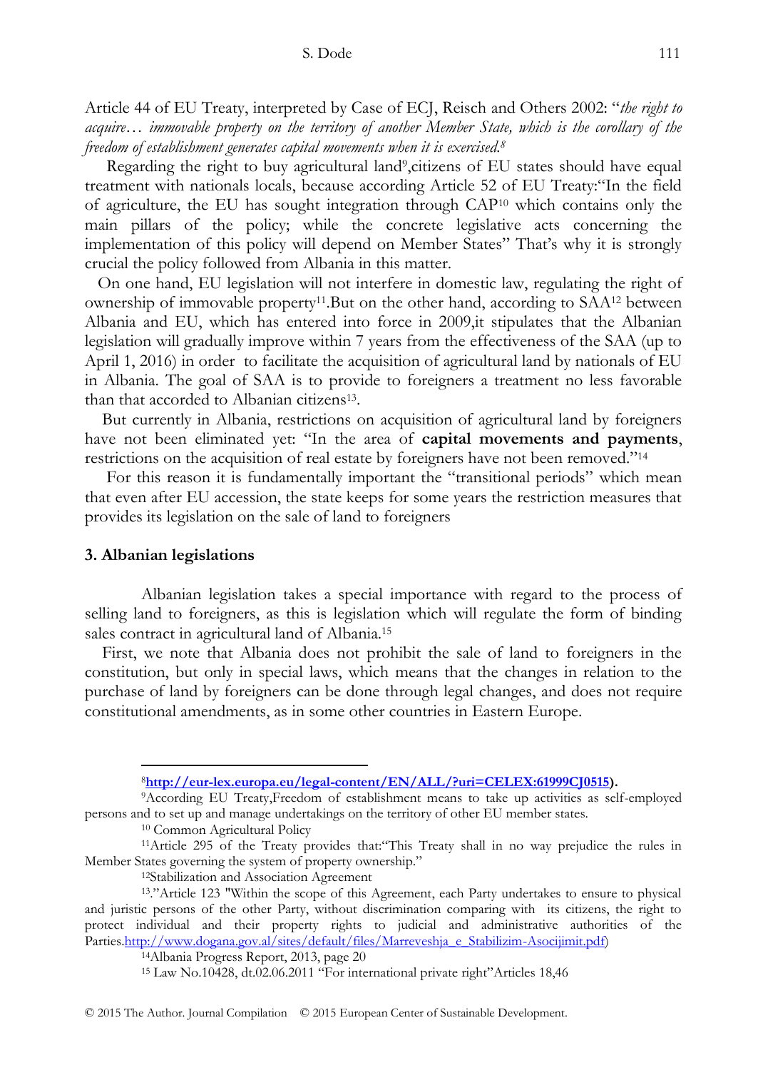Article 44 of EU Treaty, interpreted by Case of ECJ, Reisch and Others 2002: "*the right to acquire… immovable property on the territory of another Member State, which is the corollary of the freedom of establishment generates capital movements when it is exercised.*[8]

Regarding the right to buy agricultural land[9],citizens of EU states should have equal treatment with nationals locals, because according Article 52 of EU Treaty:"In the field of agriculture, the EU has sought integration through CAP[10] which contains only the main pillars of the policy; while the concrete legislative acts concerning the implementation of this policy will depend on Member States" That's why it is strongly crucial the policy followed from Albania in this matter.

On one hand, EU legislation will not interfere in domestic law, regulating the right of ownership of immovable property[11].But on the other hand, according to SAA[12] between Albania and EU, which has entered into force in 2009,it stipulates that the Albanian legislation will gradually improve within 7 years from the effectiveness of the SAA (up to April 1, 2016) in order to facilitate the acquisition of agricultural land by nationals of EU in Albania. The goal of SAA is to provide to foreigners a treatment no less favorable than that accorded to Albanian citizens[13].

But currently in Albania, restrictions on acquisition of agricultural land by foreigners have not been eliminated yet: "In the area of **capital movements and payments**, restrictions on the acquisition of real estate by foreigners have not been removed."[14]

For this reason it is fundamentally important the "transitional periods" which mean that even after EU accession, the state keeps for some years the restriction measures that provides its legislation on the sale of land to foreigners

### 3. Albanian legislations

Albanian legislation takes a special importance with regard to the process of selling land to foreigners, as this is legislation which will regulate the form of binding sales contract in agricultural land of Albania.[15]

First, we note that Albania does not prohibit the sale of land to foreigners in the constitution, but only in special laws, which means that the changes in relation to the purchase of land by foreigners can be done through legal changes, and does not require constitutional amendments, as in some other countries in Eastern Europe.

---

[8]**http://eur-lex.europa.eu/legal-content/EN/ALL/?uri=CELEX:61999CJ0515).**

[9]According EU Treaty,Freedom of establishment means to take up activities as self-employed persons and to set up and manage undertakings on the territory of other EU member states.

[10] Common Agricultural Policy

[11]Article 295 of the Treaty provides that:"This Treaty shall in no way prejudice the rules in Member States governing the system of property ownership."

[12]Stabilization and Association Agreement

[13]."Article 123 "Within the scope of this Agreement, each Party undertakes to ensure to physical and juristic persons of the other Party, without discrimination comparing with its citizens, the right to protect individual and their property rights to judicial and administrative authorities of the Parties.http://www.dogana.gov.al/sites/default/files/Marreveshja_e_Stabilizim-Asocijimit.pdf)

[14]Albania Progress Report, 2013, page 20

[15] Law No.10428, dt.02.06.2011 "For international private right"Articles 18,46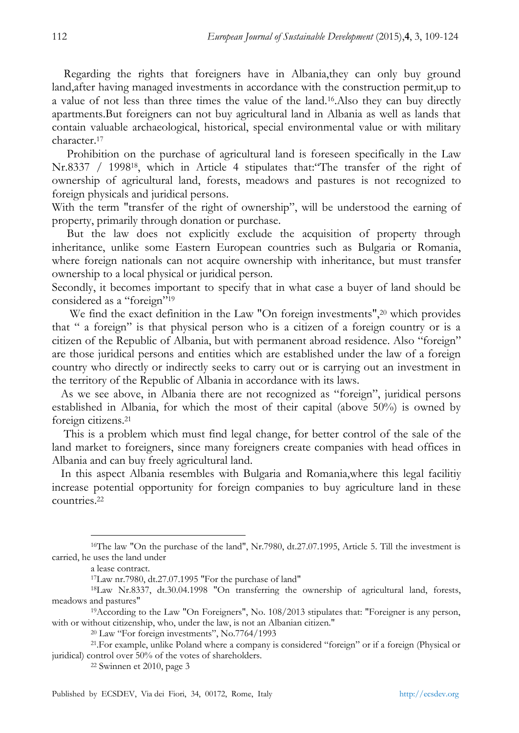Regarding the rights that foreigners have in Albania,they can only buy ground land,after having managed investments in accordance with the construction permit,up to a value of not less than three times the value of the land.[16].Also they can buy directly apartments.But foreigners can not buy agricultural land in Albania as well as lands that contain valuable archaeological, historical, special environmental value or with military character.[17]

Prohibition on the purchase of agricultural land is foreseen specifically in the Law Nr.8337 / 1998[18], which in Article 4 stipulates that:"The transfer of the right of ownership of agricultural land, forests, meadows and pastures is not recognized to foreign physicals and juridical persons.

With the term "transfer of the right of ownership", will be understood the earning of property, primarily through donation or purchase.

But the law does not explicitly exclude the acquisition of property through inheritance, unlike some Eastern European countries such as Bulgaria or Romania, where foreign nationals can not acquire ownership with inheritance, but must transfer ownership to a local physical or juridical person.

Secondly, it becomes important to specify that in what case a buyer of land should be considered as a "foreign"[19]

We find the exact definition in the Law "On foreign investments",[20] which provides that " a foreign" is that physical person who is a citizen of a foreign country or is a citizen of the Republic of Albania, but with permanent abroad residence. Also "foreign" are those juridical persons and entities which are established under the law of a foreign country who directly or indirectly seeks to carry out or is carrying out an investment in the territory of the Republic of Albania in accordance with its laws.

As we see above, in Albania there are not recognized as "foreign", juridical persons established in Albania, for which the most of their capital (above 50%) is owned by foreign citizens.[21]

This is a problem which must find legal change, for better control of the sale of the land market to foreigners, since many foreigners create companies with head offices in Albania and can buy freely agricultural land.

In this aspect Albania resembles with Bulgaria and Romania,where this legal facilitiy increase potential opportunity for foreign companies to buy agriculture land in these countries.[22]

---

[16]The law "On the purchase of the land", Nr.7980, dt.27.07.1995, Article 5. Till the investment is carried, he uses the land under a lease contract.

[17]Law nr.7980, dt.27.07.1995 "For the purchase of land"

[18]Law Nr.8337, dt.30.04.1998 "On transferring the ownership of agricultural land, forests, meadows and pastures"

[19]According to the Law "On Foreigners", No. 108/2013 stipulates that: "Foreigner is any person, with or without citizenship, who, under the law, is not an Albanian citizen."

[20] Law "For foreign investments", No.7764/1993

[21].For example, unlike Poland where a company is considered "foreign" or if a foreign (Physical or juridical) control over 50% of the votes of shareholders.

[22] Swinnen et 2010, page 3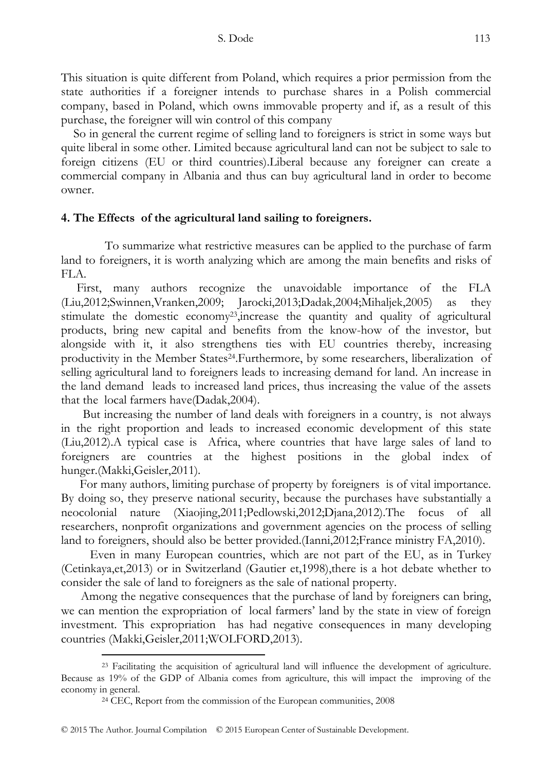This situation is quite different from Poland, which requires a prior permission from the state authorities if a foreigner intends to purchase shares in a Polish commercial company, based in Poland, which owns immovable property and if, as a result of this purchase, the foreigner will win control of this company

So in general the current regime of selling land to foreigners is strict in some ways but quite liberal in some other. Limited because agricultural land can not be subject to sale to foreign citizens (EU or third countries).Liberal because any foreigner can create a commercial company in Albania and thus can buy agricultural land in order to become owner.

## 4. The Effects of the agricultural land sailing to foreigners.

To summarize what restrictive measures can be applied to the purchase of farm land to foreigners, it is worth analyzing which are among the main benefits and risks of FLA.

First, many authors recognize the unavoidable importance of the FLA (Liu,2012;Swinnen,Vranken,2009; Jarocki,2013;Dadak,2004;Mihaljek,2005) as they stimulate the domestic economy[23],increase the quantity and quality of agricultural products, bring new capital and benefits from the know-how of the investor, but alongside with it, it also strengthens ties with EU countries thereby, increasing productivity in the Member States[24].Furthermore, by some researchers, liberalization of selling agricultural land to foreigners leads to increasing demand for land. An increase in the land demand leads to increased land prices, thus increasing the value of the assets that the local farmers have(Dadak,2004).

But increasing the number of land deals with foreigners in a country, is not always in the right proportion and leads to increased economic development of this state (Liu,2012).A typical case is Africa, where countries that have large sales of land to foreigners are countries at the highest positions in the global index of hunger.(Makki,Geisler,2011).

For many authors, limiting purchase of property by foreigners is of vital importance. By doing so, they preserve national security, because the purchases have substantially a neocolonial nature (Xiaojing,2011;Pedlowski,2012;Djana,2012).The focus of all researchers, nonprofit organizations and government agencies on the process of selling land to foreigners, should also be better provided.(Ianni,2012;France ministry FA,2010).

Even in many European countries, which are not part of the EU, as in Turkey (Cetinkaya,et,2013) or in Switzerland (Gautier et,1998),there is a hot debate whether to consider the sale of land to foreigners as the sale of national property.

Among the negative consequences that the purchase of land by foreigners can bring, we can mention the expropriation of local farmers' land by the state in view of foreign investment. This expropriation has had negative consequences in many developing countries (Makki,Geisler,2011;WOLFORD,2013).

---

[23] Facilitating the acquisition of agricultural land will influence the development of agriculture. Because as 19% of the GDP of Albania comes from agriculture, this will impact the improving of the economy in general.

[24] CEC, Report from the commission of the European communities, 2008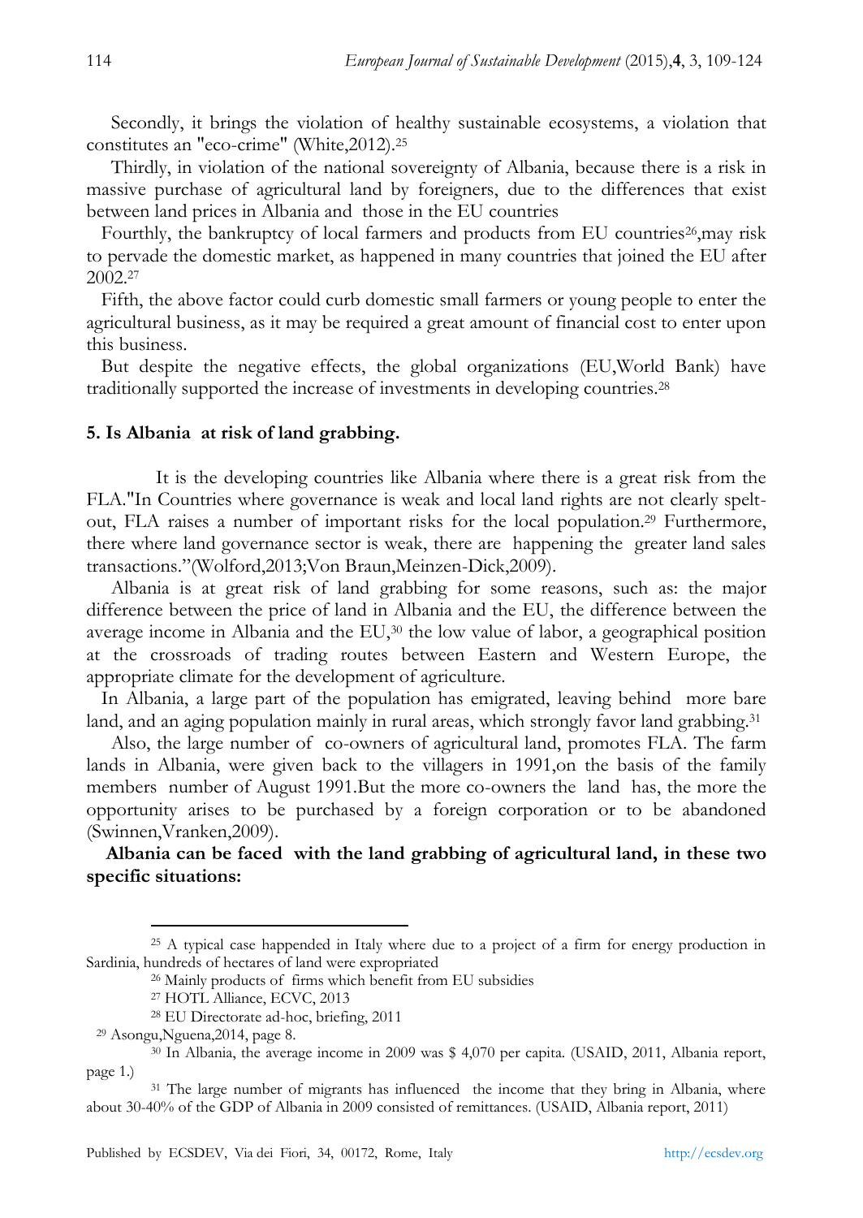Secondly, it brings the violation of healthy sustainable ecosystems, a violation that constitutes an "eco-crime" (White,2012).[25]

Thirdly, in violation of the national sovereignty of Albania, because there is a risk in massive purchase of agricultural land by foreigners, due to the differences that exist between land prices in Albania and those in the EU countries

Fourthly, the bankruptcy of local farmers and products from EU countries[26],may risk to pervade the domestic market, as happened in many countries that joined the EU after 2002.[27]

Fifth, the above factor could curb domestic small farmers or young people to enter the agricultural business, as it may be required a great amount of financial cost to enter upon this business.

But despite the negative effects, the global organizations (EU,World Bank) have traditionally supported the increase of investments in developing countries.[28]

## 5. Is Albania at risk of land grabbing.

It is the developing countries like Albania where there is a great risk from the FLA."In Countries where governance is weak and local land rights are not clearly spelt-out, FLA raises a number of important risks for the local population.[29] Furthermore, there where land governance sector is weak, there are happening the greater land sales transactions."(Wolford,2013;Von Braun,Meinzen-Dick,2009).

Albania is at great risk of land grabbing for some reasons, such as: the major difference between the price of land in Albania and the EU, the difference between the average income in Albania and the EU,[30] the low value of labor, a geographical position at the crossroads of trading routes between Eastern and Western Europe, the appropriate climate for the development of agriculture.

In Albania, a large part of the population has emigrated, leaving behind more bare land, and an aging population mainly in rural areas, which strongly favor land grabbing.[31]

Also, the large number of co-owners of agricultural land, promotes FLA. The farm lands in Albania, were given back to the villagers in 1991,on the basis of the family members number of August 1991.But the more co-owners the land has, the more the opportunity arises to be purchased by a foreign corporation or to be abandoned (Swinnen,Vranken,2009).

**Albania can be faced with the land grabbing of agricultural land, in these two specific situations:**

---

[25] A typical case happended in Italy where due to a project of a firm for energy production in Sardinia, hundreds of hectares of land were expropriated

[26] Mainly products of firms which benefit from EU subsidies

[27] HOTL Alliance, ECVC, 2013

[28] EU Directorate ad-hoc, briefing, 2011

[29] Asongu,Nguena,2014, page 8.

[30] In Albania, the average income in 2009 was $ 4,070 per capita. (USAID, 2011, Albania report, page 1.)

[31] The large number of migrants has influenced the income that they bring in Albania, where about 30-40% of the GDP of Albania in 2009 consisted of remittances. (USAID, Albania report, 2011)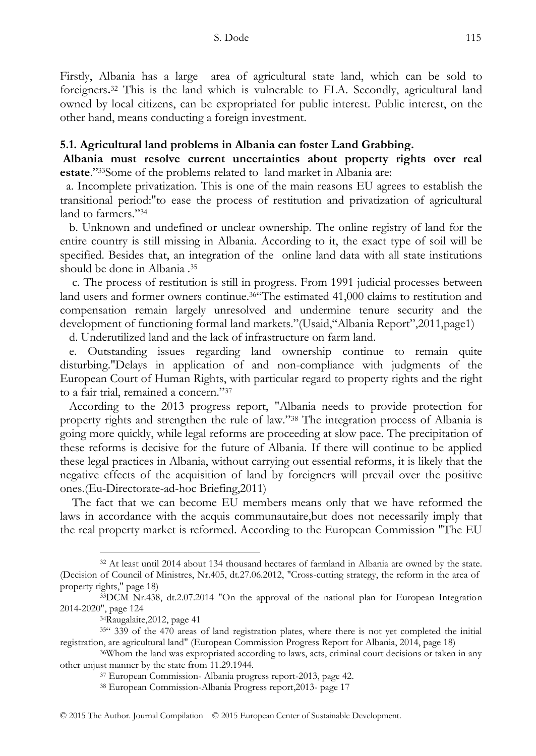Firstly, Albania has a large area of agricultural state land, which can be sold to foreigners.[32] This is the land which is vulnerable to FLA. Secondly, agricultural land owned by local citizens, can be expropriated for public interest. Public interest, on the other hand, means conducting a foreign investment.

### 5.1. Agricultural land problems in Albania can foster Land Grabbing.

**Albania must resolve current uncertainties about property rights over real estate**."[33]Some of the problems related to land market in Albania are:

a. Incomplete privatization. This is one of the main reasons EU agrees to establish the transitional period:"to ease the process of restitution and privatization of agricultural land to farmers."[34]

b. Unknown and undefined or unclear ownership. The online registry of land for the entire country is still missing in Albania. According to it, the exact type of soil will be specified. Besides that, an integration of the online land data with all state institutions should be done in Albania .[35]

c. The process of restitution is still in progress. From 1991 judicial processes between land users and former owners continue.[36]"The estimated 41,000 claims to restitution and compensation remain largely unresolved and undermine tenure security and the development of functioning formal land markets."(Usaid,"Albania Report",2011,page1)

d. Underutilized land and the lack of infrastructure on farm land.

e. Outstanding issues regarding land ownership continue to remain quite disturbing."Delays in application of and non-compliance with judgments of the European Court of Human Rights, with particular regard to property rights and the right to a fair trial, remained a concern."[37]

According to the 2013 progress report, "Albania needs to provide protection for property rights and strengthen the rule of law."[38] The integration process of Albania is going more quickly, while legal reforms are proceeding at slow pace. The precipitation of these reforms is decisive for the future of Albania. If there will continue to be applied these legal practices in Albania, without carrying out essential reforms, it is likely that the negative effects of the acquisition of land by foreigners will prevail over the positive ones.(Eu-Directorate-ad-hoc Briefing,2011)

The fact that we can become EU members means only that we have reformed the laws in accordance with the acquis communautaire,but does not necessarily imply that the real property market is reformed. According to the European Commission "The EU

---

[32] At least until 2014 about 134 thousand hectares of farmland in Albania are owned by the state. (Decision of Council of Ministres, Nr.405, dt.27.06.2012, "Cross-cutting strategy, the reform in the area of property rights," page 18)

[33]DCM Nr.438, dt.2.07.2014 "On the approval of the national plan for European Integration 2014-2020", page 124

[34]Raugalaite,2012, page 41

[35]" 339 of the 470 areas of land registration plates, where there is not yet completed the initial registration, are agricultural land" (European Commission Progress Report for Albania, 2014, page 18)

[36]Whom the land was expropriated according to laws, acts, criminal court decisions or taken in any other unjust manner by the state from 11.29.1944.

[37] European Commission- Albania progress report-2013, page 42.

[38] European Commission-Albania Progress report,2013- page 17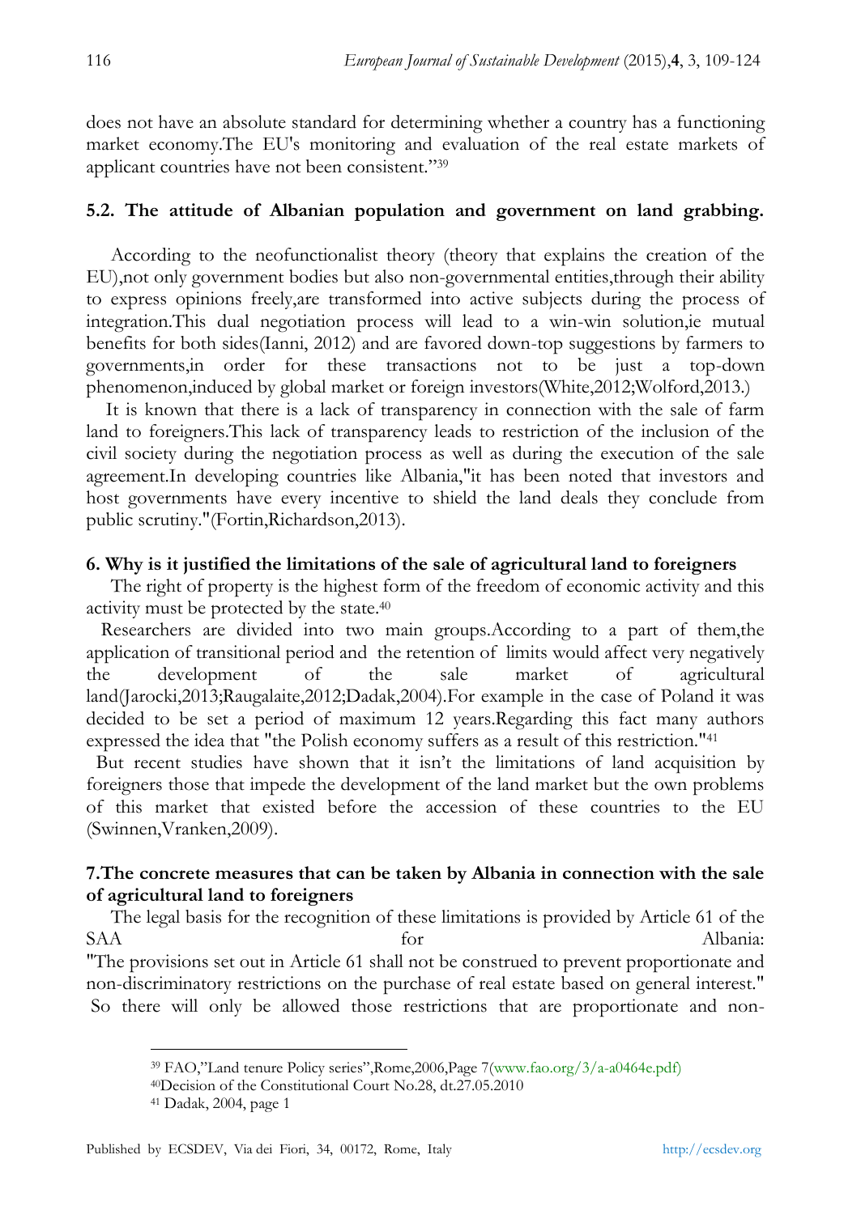does not have an absolute standard for determining whether a country has a functioning market economy.The EU's monitoring and evaluation of the real estate markets of applicant countries have not been consistent."[39]

### 5.2. The attitude of Albanian population and government on land grabbing.

According to the neofunctionalist theory (theory that explains the creation of the EU),not only government bodies but also non-governmental entities,through their ability to express opinions freely,are transformed into active subjects during the process of integration.This dual negotiation process will lead to a win-win solution,ie mutual benefits for both sides(Ianni, 2012) and are favored down-top suggestions by farmers to governments,in order for these transactions not to be just a top-down phenomenon,induced by global market or foreign investors(White,2012;Wolford,2013.)

It is known that there is a lack of transparency in connection with the sale of farm land to foreigners.This lack of transparency leads to restriction of the inclusion of the civil society during the negotiation process as well as during the execution of the sale agreement.In developing countries like Albania,"it has been noted that investors and host governments have every incentive to shield the land deals they conclude from public scrutiny."(Fortin,Richardson,2013).

## 6. Why is it justified the limitations of the sale of agricultural land to foreigners

The right of property is the highest form of the freedom of economic activity and this activity must be protected by the state.[40]

Researchers are divided into two main groups.According to a part of them,the application of transitional period and the retention of limits would affect very negatively the development of the sale market of agricultural land(Jarocki,2013;Raugalaite,2012;Dadak,2004).For example in the case of Poland it was decided to be set a period of maximum 12 years.Regarding this fact many authors expressed the idea that "the Polish economy suffers as a result of this restriction."[41]

But recent studies have shown that it isn't the limitations of land acquisition by foreigners those that impede the development of the land market but the own problems of this market that existed before the accession of these countries to the EU (Swinnen,Vranken,2009).

## 7.The concrete measures that can be taken by Albania in connection with the sale of agricultural land to foreigners

The legal basis for the recognition of these limitations is provided by Article 61 of the SAA for Albania: "The provisions set out in Article 61 shall not be construed to prevent proportionate and non-discriminatory restrictions on the purchase of real estate based on general interest." So there will only be allowed those restrictions that are proportionate and non-

---

[39] FAO,"Land tenure Policy series",Rome,2006,Page 7(www.fao.org/3/a-a0464e.pdf)

[40] Decision of the Constitutional Court No.28, dt.27.05.2010

[41] Dadak, 2004, page 1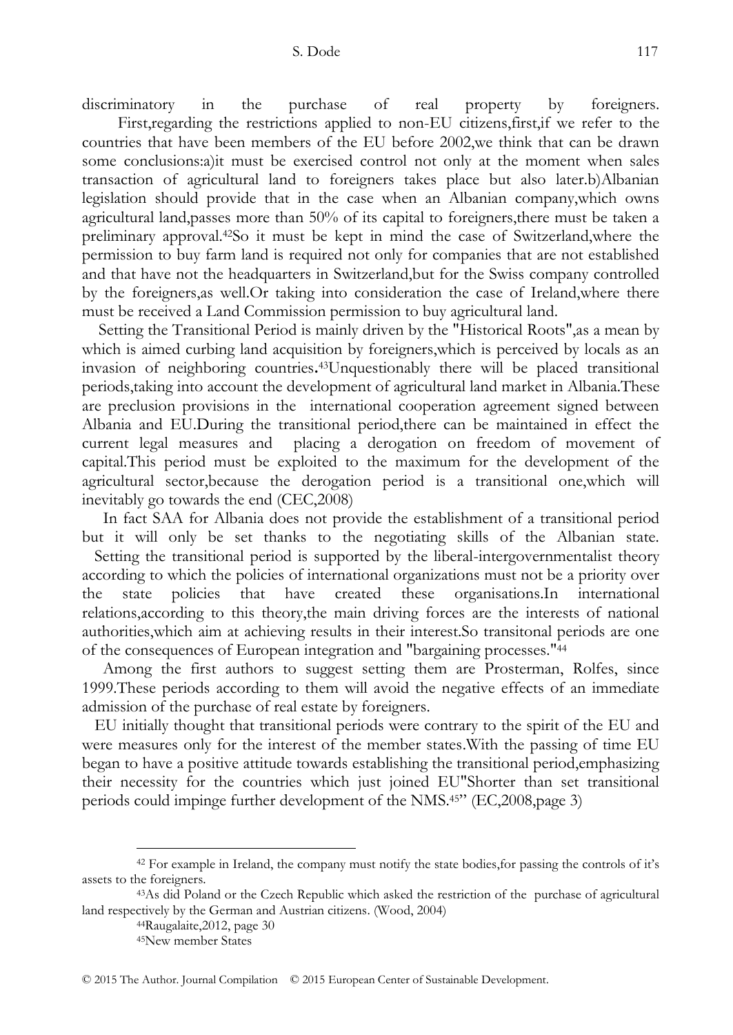discriminatory in the purchase of real property by foreigners.

First,regarding the restrictions applied to non-EU citizens,first,if we refer to the countries that have been members of the EU before 2002,we think that can be drawn some conclusions:a)it must be exercised control not only at the moment when sales transaction of agricultural land to foreigners takes place but also later.b)Albanian legislation should provide that in the case when an Albanian company,which owns agricultural land,passes more than 50% of its capital to foreigners,there must be taken a preliminary approval.[42]So it must be kept in mind the case of Switzerland,where the permission to buy farm land is required not only for companies that are not established and that have not the headquarters in Switzerland,but for the Swiss company controlled by the foreigners,as well.Or taking into consideration the case of Ireland,where there must be received a Land Commission permission to buy agricultural land.

Setting the Transitional Period is mainly driven by the "Historical Roots",as a mean by which is aimed curbing land acquisition by foreigners,which is perceived by locals as an invasion of neighboring countries.[43]Unquestionably there will be placed transitional periods,taking into account the development of agricultural land market in Albania.These are preclusion provisions in the international cooperation agreement signed between Albania and EU.During the transitional period,there can be maintained in effect the current legal measures and placing a derogation on freedom of movement of capital.This period must be exploited to the maximum for the development of the agricultural sector,because the derogation period is a transitional one,which will inevitably go towards the end (CEC,2008)

In fact SAA for Albania does not provide the establishment of a transitional period but it will only be set thanks to the negotiating skills of the Albanian state.

Setting the transitional period is supported by the liberal-intergovernmentalist theory according to which the policies of international organizations must not be a priority over the state policies that have created these organisations.In international relations,according to this theory,the main driving forces are the interests of national authorities,which aim at achieving results in their interest.So transitonal periods are one of the consequences of European integration and "bargaining processes."[44]

Among the first authors to suggest setting them are Prosterman, Rolfes, since 1999.These periods according to them will avoid the negative effects of an immediate admission of the purchase of real estate by foreigners.

EU initially thought that transitional periods were contrary to the spirit of the EU and were measures only for the interest of the member states.With the passing of time EU began to have a positive attitude towards establishing the transitional period,emphasizing their necessity for the countries which just joined EU"Shorter than set transitional periods could impinge further development of the NMS.[45]" (EC,2008,page 3)

---

[42] For example in Ireland, the company must notify the state bodies,for passing the controls of it's assets to the foreigners.

[43] As did Poland or the Czech Republic which asked the restriction of the purchase of agricultural land respectively by the German and Austrian citizens. (Wood, 2004)

[44] Raugalaite,2012, page 30

[45] New member States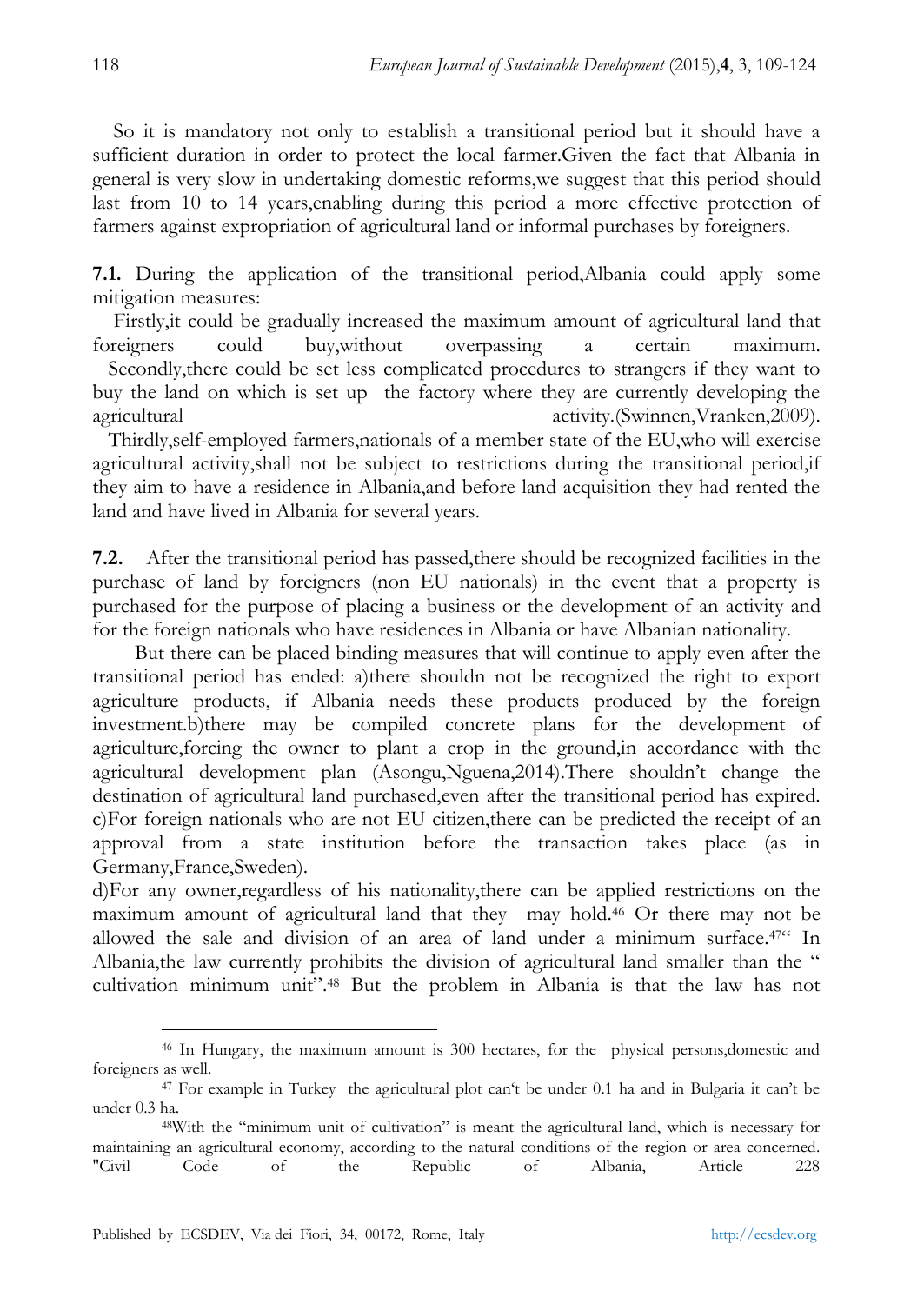So it is mandatory not only to establish a transitional period but it should have a sufficient duration in order to protect the local farmer.Given the fact that Albania in general is very slow in undertaking domestic reforms,we suggest that this period should last from 10 to 14 years,enabling during this period a more effective protection of farmers against expropriation of agricultural land or informal purchases by foreigners.

**7.1.** During the application of the transitional period,Albania could apply some mitigation measures:

Firstly,it could be gradually increased the maximum amount of agricultural land that foreigners could buy,without overpassing a certain maximum. Secondly,there could be set less complicated procedures to strangers if they want to buy the land on which is set up the factory where they are currently developing the agricultural activity.(Swinnen,Vranken,2009).

Thirdly,self-employed farmers,nationals of a member state of the EU,who will exercise agricultural activity,shall not be subject to restrictions during the transitional period,if they aim to have a residence in Albania,and before land acquisition they had rented the land and have lived in Albania for several years.

**7.2.** After the transitional period has passed,there should be recognized facilities in the purchase of land by foreigners (non EU nationals) in the event that a property is purchased for the purpose of placing a business or the development of an activity and for the foreign nationals who have residences in Albania or have Albanian nationality.

But there can be placed binding measures that will continue to apply even after the transitional period has ended: a)there shouldn not be recognized the right to export agriculture products, if Albania needs these products produced by the foreign investment.b)there may be compiled concrete plans for the development of agriculture,forcing the owner to plant a crop in the ground,in accordance with the agricultural development plan (Asongu,Nguena,2014).There shouldn't change the destination of agricultural land purchased,even after the transitional period has expired. c)For foreign nationals who are not EU citizen,there can be predicted the receipt of an approval from a state institution before the transaction takes place (as in Germany,France,Sweden).

d)For any owner,regardless of his nationality,there can be applied restrictions on the maximum amount of agricultural land that they may hold.[46] Or there may not be allowed the sale and division of an area of land under a minimum surface.[47]" In Albania,the law currently prohibits the division of agricultural land smaller than the " cultivation minimum unit".[48] But the problem in Albania is that the law has not

---

[46] In Hungary, the maximum amount is 300 hectares, for the physical persons,domestic and foreigners as well.

[47] For example in Turkey the agricultural plot can't be under 0.1 ha and in Bulgaria it can't be under 0.3 ha.

[48] With the "minimum unit of cultivation" is meant the agricultural land, which is necessary for maintaining an agricultural economy, according to the natural conditions of the region or area concerned. "Civil Code of the Republic of Albania, Article 228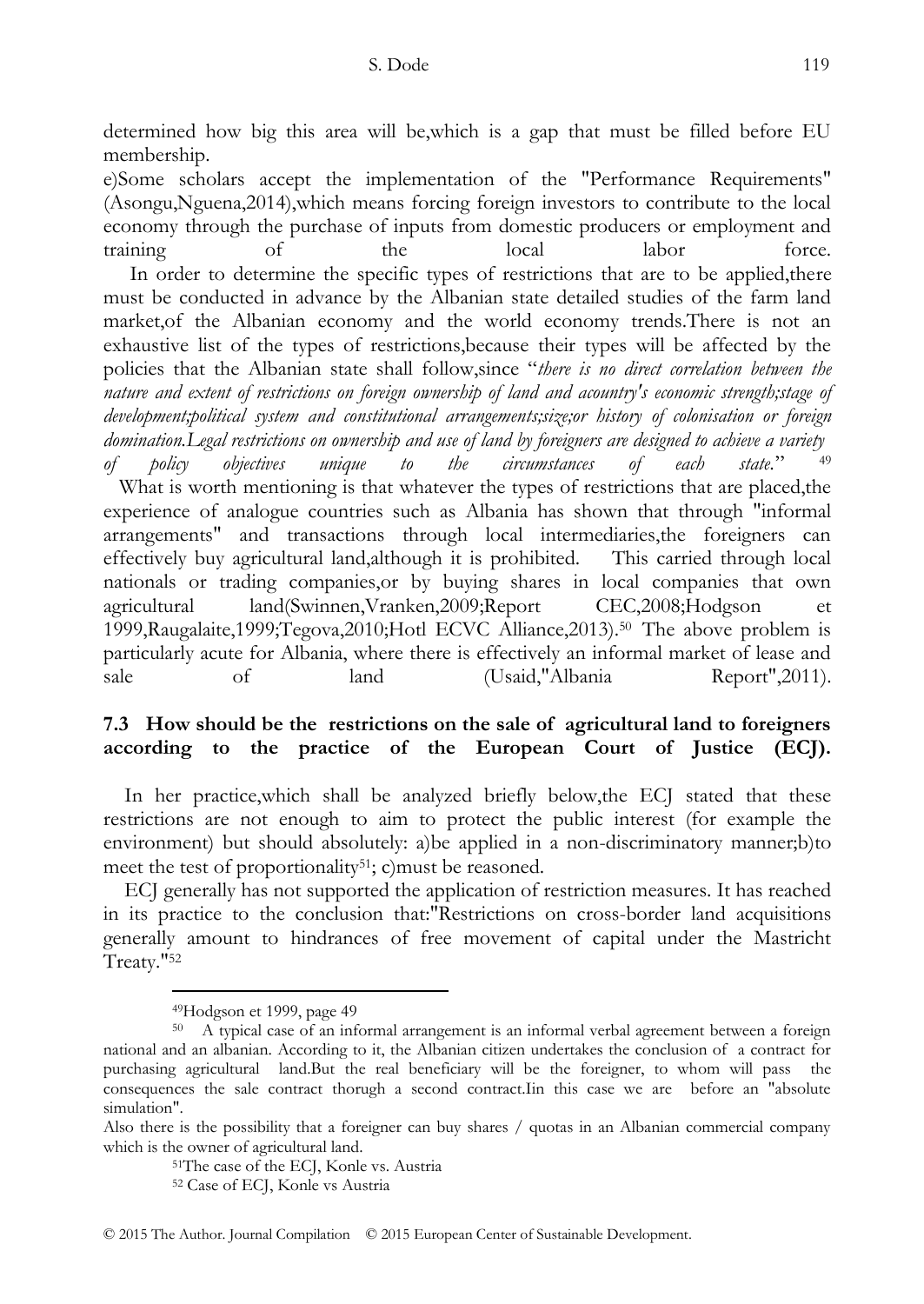determined how big this area will be,which is a gap that must be filled before EU membership.

e)Some scholars accept the implementation of the "Performance Requirements" (Asongu,Nguena,2014),which means forcing foreign investors to contribute to the local economy through the purchase of inputs from domestic producers or employment and training of the local labor force.

In order to determine the specific types of restrictions that are to be applied,there must be conducted in advance by the Albanian state detailed studies of the farm land market,of the Albanian economy and the world economy trends.There is not an exhaustive list of the types of restrictions,because their types will be affected by the policies that the Albanian state shall follow,since "*there is no direct correlation between the nature and extent of restrictions on foreign ownership of land and acountry's economic strength;stage of development;political system and constitutional arrangements;size;or history of colonisation or foreign domination.Legal restrictions on ownership and use of land by foreigners are designed to achieve a variety of policy objectives unique to the circumstances of each state.*" [49]

What is worth mentioning is that whatever the types of restrictions that are placed,the experience of analogue countries such as Albania has shown that through "informal arrangements" and transactions through local intermediaries,the foreigners can effectively buy agricultural land,although it is prohibited. This carried through local nationals or trading companies,or by buying shares in local companies that own agricultural land(Swinnen,Vranken,2009;Report CEC,2008;Hodgson et 1999,Raugalaite,1999;Tegova,2010;Hotl ECVC Alliance,2013).[50] The above problem is particularly acute for Albania, where there is effectively an informal market of lease and sale of land (Usaid,"Albania Report",2011).

### 7.3 How should be the restrictions on the sale of agricultural land to foreigners according to the practice of the European Court of Justice (ECJ).

In her practice,which shall be analyzed briefly below,the ECJ stated that these restrictions are not enough to aim to protect the public interest (for example the environment) but should absolutely: a)be applied in a non-discriminatory manner;b)to meet the test of proportionality[51]; c)must be reasoned.

ECJ generally has not supported the application of restriction measures. It has reached in its practice to the conclusion that:"Restrictions on cross-border land acquisitions generally amount to hindrances of free movement of capital under the Mastricht Treaty."[52]

---

[49] Hodgson et 1999, page 49

[50] A typical case of an informal arrangement is an informal verbal agreement between a foreign national and an albanian. According to it, the Albanian citizen undertakes the conclusion of a contract for purchasing agricultural land.But the real beneficiary will be the foreigner, to whom will pass the consequences the sale contract thorugh a second contract.Iin this case we are before an "absolute simulation".

Also there is the possibility that a foreigner can buy shares / quotas in an Albanian commercial company which is the owner of agricultural land.

[51] The case of the ECJ, Konle vs. Austria

[52] Case of ECJ, Konle vs Austria

© 2015 The Author. Journal Compilation © 2015 European Center of Sustainable Development.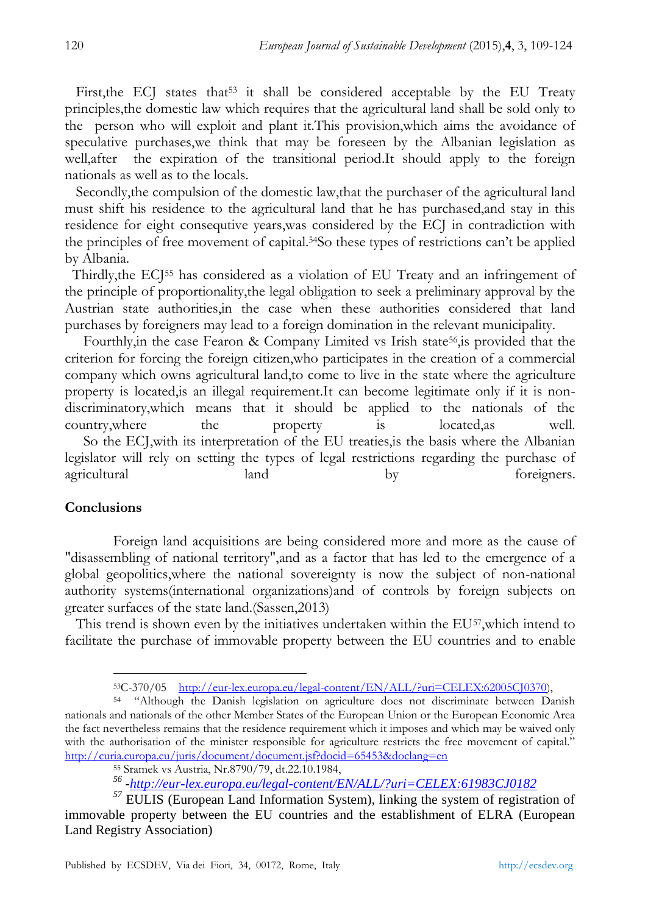First,the ECJ states that[53] it shall be considered acceptable by the EU Treaty principles,the domestic law which requires that the agricultural land shall be sold only to the person who will exploit and plant it.This provision,which aims the avoidance of speculative purchases,we think that may be foreseen by the Albanian legislation as well,after the expiration of the transitional period.It should apply to the foreign nationals as well as to the locals.

Secondly,the compulsion of the domestic law,that the purchaser of the agricultural land must shift his residence to the agricultural land that he has purchased,and stay in this residence for eight consequtive years,was considered by the ECJ in contradiction with the principles of free movement of capital.[54]So these types of restrictions can't be applied by Albania.

Thirdly,the ECJ[55] has considered as a violation of EU Treaty and an infringement of the principle of proportionality,the legal obligation to seek a preliminary approval by the Austrian state authorities,in the case when these authorities considered that land purchases by foreigners may lead to a foreign domination in the relevant municipality.

Fourthly,in the case Fearon & Company Limited vs Irish state[56],is provided that the criterion for forcing the foreign citizen,who participates in the creation of a commercial company which owns agricultural land,to come to live in the state where the agriculture property is located,is an illegal requirement.It can become legitimate only if it is non-discriminatory,which means that it should be applied to the nationals of the country,where the property is located,as well.

So the ECJ,with its interpretation of the EU treaties,is the basis where the Albanian legislator will rely on setting the types of legal restrictions regarding the purchase of agricultural land by foreigners.

## Conclusions

Foreign land acquisitions are being considered more and more as the cause of "disassembling of national territory",and as a factor that has led to the emergence of a global geopolitics,where the national sovereignty is now the subject of non-national authority systems(international organizations)and of controls by foreign subjects on greater surfaces of the state land.(Sassen,2013)

This trend is shown even by the initiatives undertaken within the EU[57],which intend to facilitate the purchase of immovable property between the EU countries and to enable

---

[53] C-370/05 http://eur-lex.europa.eu/legal-content/EN/ALL/?uri=CELEX:62005CJ0370),

[54] "Although the Danish legislation on agriculture does not discriminate between Danish nationals and nationals of the other Member States of the European Union or the European Economic Area the fact nevertheless remains that the residence requirement which it imposes and which may be waived only with the authorisation of the minister responsible for agriculture restricts the free movement of capital." http://curia.europa.eu/juris/document/document.jsf?docid=65453&doclang=en

[55] Sramek vs Austria, Nr.8790/79, dt.22.10.1984,

[56] -*http://eur-lex.europa.eu/legal-content/EN/ALL/?uri=CELEX:61983CJ0182*

[57] EULIS (European Land Information System), linking the system of registration of immovable property between the EU countries and the establishment of ELRA (European Land Registry Association)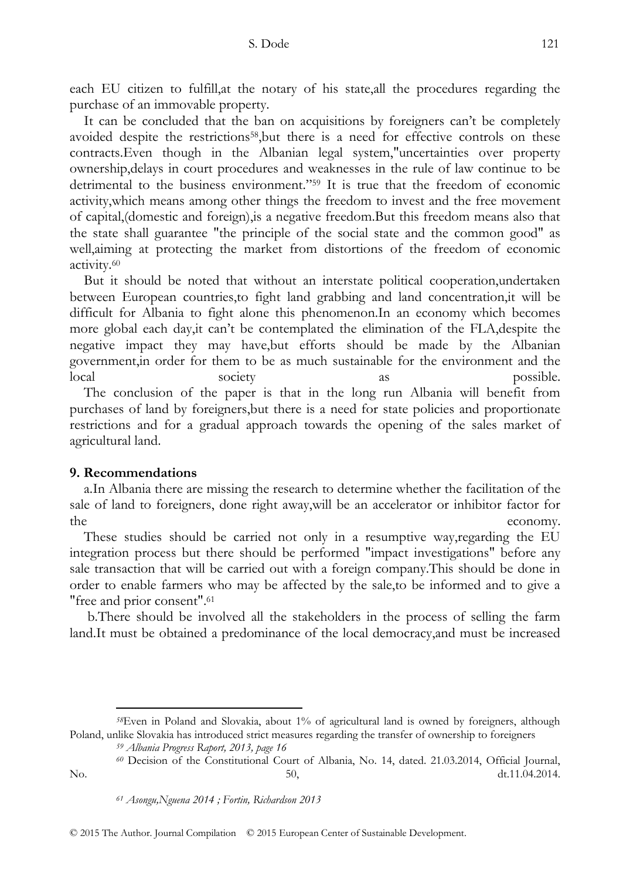each EU citizen to fulfill,at the notary of his state,all the procedures regarding the purchase of an immovable property.

It can be concluded that the ban on acquisitions by foreigners can't be completely avoided despite the restrictions[58],but there is a need for effective controls on these contracts.Even though in the Albanian legal system,"uncertainties over property ownership,delays in court procedures and weaknesses in the rule of law continue to be detrimental to the business environment."[59] It is true that the freedom of economic activity,which means among other things the freedom to invest and the free movement of capital,(domestic and foreign),is a negative freedom.But this freedom means also that the state shall guarantee "the principle of the social state and the common good" as well,aiming at protecting the market from distortions of the freedom of economic activity.[60]

But it should be noted that without an interstate political cooperation,undertaken between European countries,to fight land grabbing and land concentration,it will be difficult for Albania to fight alone this phenomenon.In an economy which becomes more global each day,it can't be contemplated the elimination of the FLA,despite the negative impact they may have,but efforts should be made by the Albanian government,in order for them to be as much sustainable for the environment and the local society as possible.

The conclusion of the paper is that in the long run Albania will benefit from purchases of land by foreigners,but there is a need for state policies and proportionate restrictions and for a gradual approach towards the opening of the sales market of agricultural land.

## 9. Recommendations

a.In Albania there are missing the research to determine whether the facilitation of the sale of land to foreigners, done right away,will be an accelerator or inhibitor factor for the economy.

These studies should be carried not only in a resumptive way,regarding the EU integration process but there should be performed "impact investigations" before any sale transaction that will be carried out with a foreign company.This should be done in order to enable farmers who may be affected by the sale,to be informed and to give a "free and prior consent".[61]

b.There should be involved all the stakeholders in the process of selling the farm land.It must be obtained a predominance of the local democracy,and must be increased

---

[58] Even in Poland and Slovakia, about 1% of agricultural land is owned by foreigners, although Poland, unlike Slovakia has introduced strict measures regarding the transfer of ownership to foreigners

[59] *Albania Progress Raport, 2013, page 16*

[60] Decision of the Constitutional Court of Albania, No. 14, dated. 21.03.2014, Official Journal, No. 50, dt.11.04.2014.

[61] *Asongu,Nguena 2014 ; Fortin, Richardson 2013*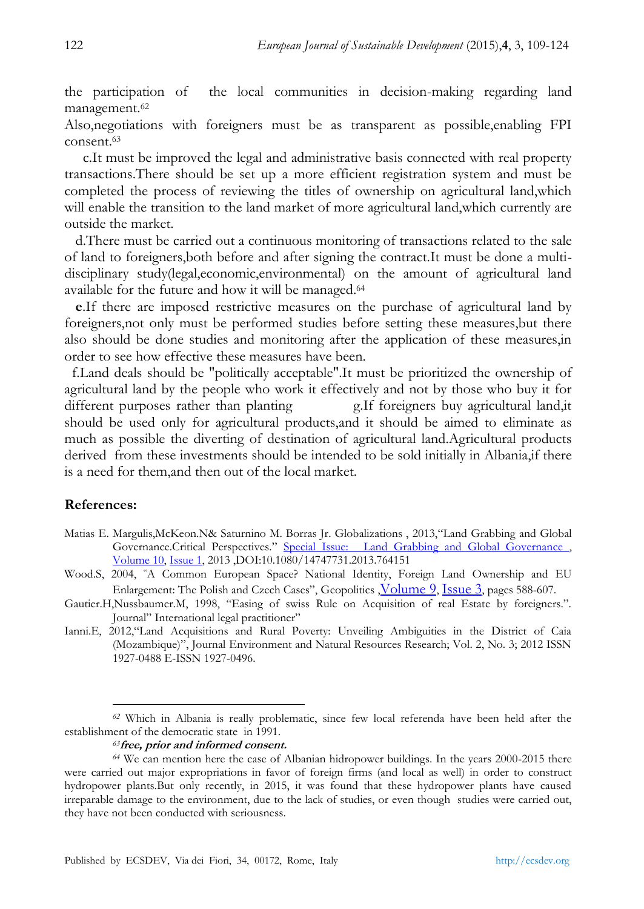the participation of the local communities in decision-making regarding land management.[62]

Also,negotiations with foreigners must be as transparent as possible,enabling FPI consent.[63]

c.It must be improved the legal and administrative basis connected with real property transactions.There should be set up a more efficient registration system and must be completed the process of reviewing the titles of ownership on agricultural land,which will enable the transition to the land market of more agricultural land,which currently are outside the market.

d.There must be carried out a continuous monitoring of transactions related to the sale of land to foreigners,both before and after signing the contract.It must be done a multi-disciplinary study(legal,economic,environmental) on the amount of agricultural land available for the future and how it will be managed.[64]

**e**.If there are imposed restrictive measures on the purchase of agricultural land by foreigners,not only must be performed studies before setting these measures,but there also should be done studies and monitoring after the application of these measures,in order to see how effective these measures have been.

f.Land deals should be "politically acceptable".It must be prioritized the ownership of agricultural land by the people who work it effectively and not by those who buy it for different purposes rather than planting g.If foreigners buy agricultural land,it should be used only for agricultural products,and it should be aimed to eliminate as much as possible the diverting of destination of agricultural land.Agricultural products derived from these investments should be intended to be sold initially in Albania,if there is a need for them,and then out of the local market.

## References:

Matias E. Margulis,McKeon.N& Saturnino M. Borras Jr. Globalizations , 2013,"Land Grabbing and Global Governance.Critical Perspectives." Special Issue: Land Grabbing and Global Governance , Volume 10, Issue 1, 2013 ,DOI:10.1080/14747731.2013.764151

Wood.S, 2004, "A Common European Space? National Identity, Foreign Land Ownership and EU Enlargement: The Polish and Czech Cases", Geopolitics ,Volume 9, Issue 3, pages 588-607.

Gautier.H,Nussbaumer.M, 1998, "Easing of swiss Rule on Acquisition of real Estate by foreigners.". Journal" International legal practitioner"

Ianni.E, 2012,"Land Acquisitions and Rural Poverty: Unveiling Ambiguities in the District of Caia (Mozambique)", Journal Environment and Natural Resources Research; Vol. 2, No. 3; 2012 ISSN 1927-0488 E-ISSN 1927-0496.

---

[62] Which in Albania is really problematic, since few local referenda have been held after the establishment of the democratic state in 1991.

[63] ***free, prior and informed consent.***

[64] We can mention here the case of Albanian hidropower buildings. In the years 2000-2015 there were carried out major expropriations in favor of foreign firms (and local as well) in order to construct hydropower plants.But only recently, in 2015, it was found that these hydropower plants have caused irreparable damage to the environment, due to the lack of studies, or even though studies were carried out, they have not been conducted with seriousness.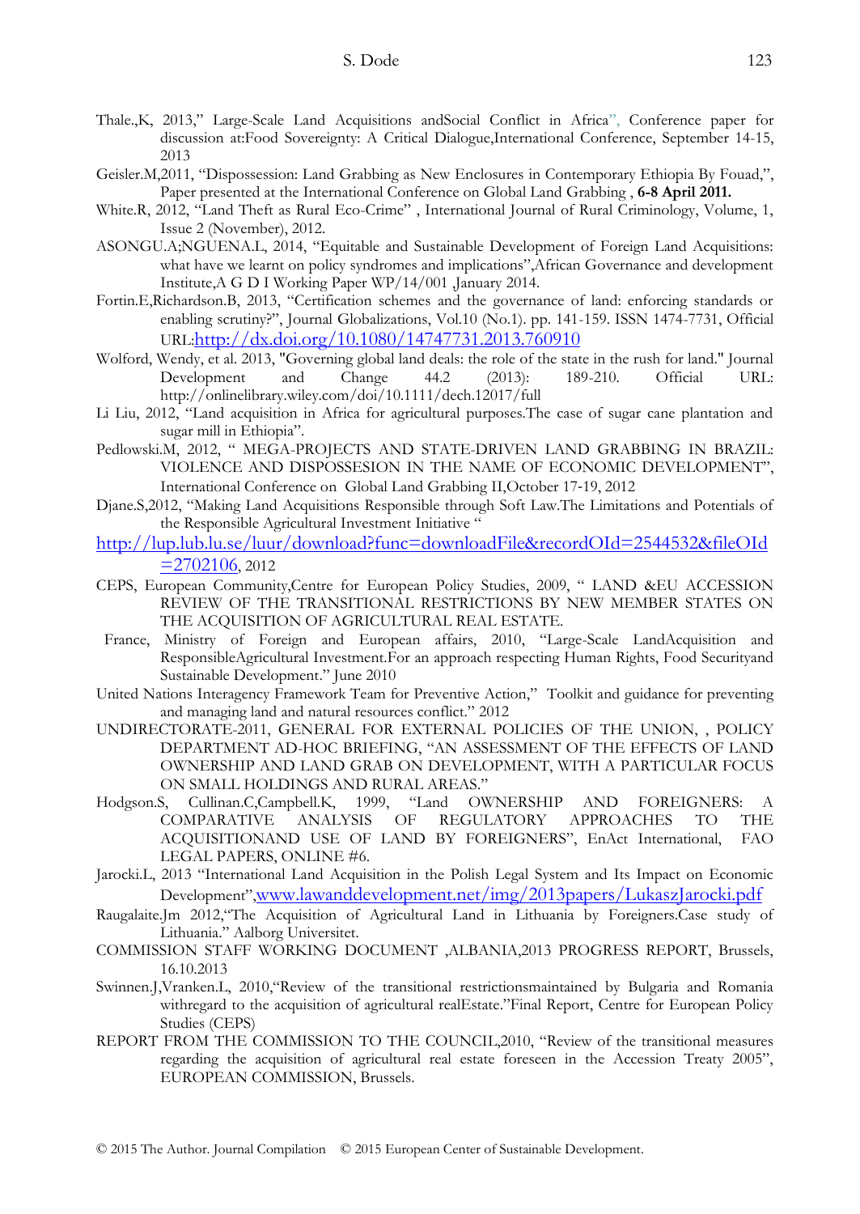Thale.,K, 2013," Large-Scale Land Acquisitions andSocial Conflict in Africa", Conference paper for discussion at:Food Sovereignty: A Critical Dialogue,International Conference, September 14-15, 2013

Geisler.M,2011, "Dispossession: Land Grabbing as New Enclosures in Contemporary Ethiopia By Fouad,", Paper presented at the International Conference on Global Land Grabbing , **6-8 April 2011.**

White.R, 2012, "Land Theft as Rural Eco-Crime" , International Journal of Rural Criminology, Volume, 1, Issue 2 (November), 2012.

ASONGU.A;NGUENA.L, 2014, "Equitable and Sustainable Development of Foreign Land Acquisitions: what have we learnt on policy syndromes and implications",African Governance and development Institute,A G D I Working Paper WP/14/001 ,January 2014.

Fortin.E,Richardson.B, 2013, "Certification schemes and the governance of land: enforcing standards or enabling scrutiny?", Journal Globalizations, Vol.10 (No.1). pp. 141-159. ISSN 1474-7731, Official URL:http://dx.doi.org/10.1080/14747731.2013.760910

Wolford, Wendy, et al. 2013, "Governing global land deals: the role of the state in the rush for land." Journal Development and Change 44.2 (2013): 189-210. Official URL: http://onlinelibrary.wiley.com/doi/10.1111/dech.12017/full

Li Liu, 2012, "Land acquisition in Africa for agricultural purposes.The case of sugar cane plantation and sugar mill in Ethiopia".

Pedlowski.M, 2012, " MEGA-PROJECTS AND STATE-DRIVEN LAND GRABBING IN BRAZIL: VIOLENCE AND DISPOSSESION IN THE NAME OF ECONOMIC DEVELOPMENT", International Conference on Global Land Grabbing II,October 17-19, 2012

Djane.S,2012, "Making Land Acquisitions Responsible through Soft Law.The Limitations and Potentials of the Responsible Agricultural Investment Initiative "

http://lup.lub.lu.se/luur/download?func=downloadFile&recordOId=2544532&fileOId=2702106, 2012

CEPS, European Community,Centre for European Policy Studies, 2009, " LAND &EU ACCESSION REVIEW OF THE TRANSITIONAL RESTRICTIONS BY NEW MEMBER STATES ON THE ACQUISITION OF AGRICULTURAL REAL ESTATE.

France, Ministry of Foreign and European affairs, 2010, "Large-Scale LandAcquisition and ResponsibleAgricultural Investment.For an approach respecting Human Rights, Food Securityand Sustainable Development." June 2010

United Nations Interagency Framework Team for Preventive Action," Toolkit and guidance for preventing and managing land and natural resources conflict." 2012

UNDIRECTORATE-2011, GENERAL FOR EXTERNAL POLICIES OF THE UNION, , POLICY DEPARTMENT AD-HOC BRIEFING, "AN ASSESSMENT OF THE EFFECTS OF LAND OWNERSHIP AND LAND GRAB ON DEVELOPMENT, WITH A PARTICULAR FOCUS ON SMALL HOLDINGS AND RURAL AREAS."

Hodgson.S, Cullinan.C,Campbell.K, 1999, "Land OWNERSHIP AND FOREIGNERS: A COMPARATIVE ANALYSIS OF REGULATORY APPROACHES TO THE ACQUISITIONAND USE OF LAND BY FOREIGNERS", EnAct International, FAO LEGAL PAPERS, ONLINE #6.

Jarocki.L, 2013 "International Land Acquisition in the Polish Legal System and Its Impact on Economic Development",www.lawanddevelopment.net/img/2013papers/LukaszJarocki.pdf

Raugalaite.Jm 2012,"The Acquisition of Agricultural Land in Lithuania by Foreigners.Case study of Lithuania." Aalborg Universitet.

COMMISSION STAFF WORKING DOCUMENT ,ALBANIA,2013 PROGRESS REPORT, Brussels, 16.10.2013

Swinnen.J,Vranken.L, 2010,"Review of the transitional restrictionsmaintained by Bulgaria and Romania withregard to the acquisition of agricultural realEstate."Final Report, Centre for European Policy Studies (CEPS)

REPORT FROM THE COMMISSION TO THE COUNCIL,2010, "Review of the transitional measures regarding the acquisition of agricultural real estate foreseen in the Accession Treaty 2005", EUROPEAN COMMISSION, Brussels.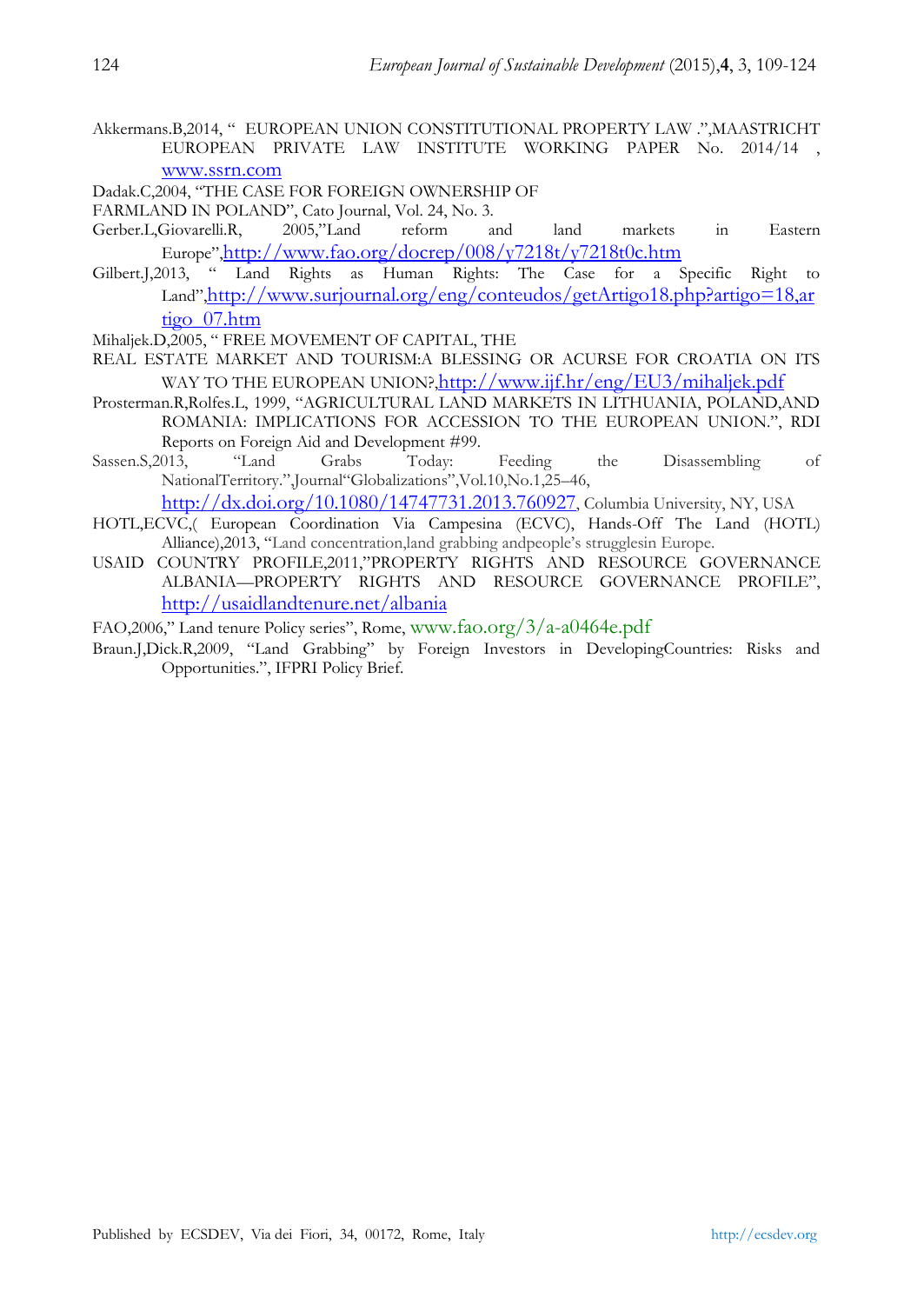Akkermans.B,2014, " EUROPEAN UNION CONSTITUTIONAL PROPERTY LAW .",MAASTRICHT EUROPEAN PRIVATE LAW INSTITUTE WORKING PAPER No. 2014/14 , www.ssrn.com

Dadak.C,2004, "THE CASE FOR FOREIGN OWNERSHIP OF FARMLAND IN POLAND", Cato Journal, Vol. 24, No. 3.

Gerber.L,Giovarelli.R, 2005,"Land reform and land markets in Eastern Europe",http://www.fao.org/docrep/008/y7218t/y7218t0c.htm

Gilbert.J,2013, " Land Rights as Human Rights: The Case for a Specific Right to Land",http://www.surjournal.org/eng/conteudos/getArtigo18.php?artigo=18,artigo_07.htm

Mihaljek.D,2005, " FREE MOVEMENT OF CAPITAL, THE REAL ESTATE MARKET AND TOURISM:A BLESSING OR ACURSE FOR CROATIA ON ITS WAY TO THE EUROPEAN UNION?,http://www.ijf.hr/eng/EU3/mihaljek.pdf

Prosterman.R,Rolfes.L, 1999, "AGRICULTURAL LAND MARKETS IN LITHUANIA, POLAND,AND ROMANIA: IMPLICATIONS FOR ACCESSION TO THE EUROPEAN UNION.", RDI Reports on Foreign Aid and Development #99.

Sassen.S,2013, "Land Grabs Today: Feeding the Disassembling of NationalTerritory.",Journal"Globalizations",Vol.10,No.1,25–46, http://dx.doi.org/10.1080/14747731.2013.760927, Columbia University, NY, USA

HOTL,ECVC,( European Coordination Via Campesina (ECVC), Hands-Off The Land (HOTL) Alliance),2013, "Land concentration,land grabbing andpeople's strugglesin Europe.

USAID COUNTRY PROFILE,2011,"PROPERTY RIGHTS AND RESOURCE GOVERNANCE ALBANIA—PROPERTY RIGHTS AND RESOURCE GOVERNANCE PROFILE", http://usaidlandtenure.net/albania

FAO,2006," Land tenure Policy series", Rome, www.fao.org/3/a-a0464e.pdf

Braun.J,Dick.R,2009, "Land Grabbing" by Foreign Investors in DevelopingCountries: Risks and Opportunities.", IFPRI Policy Brief.